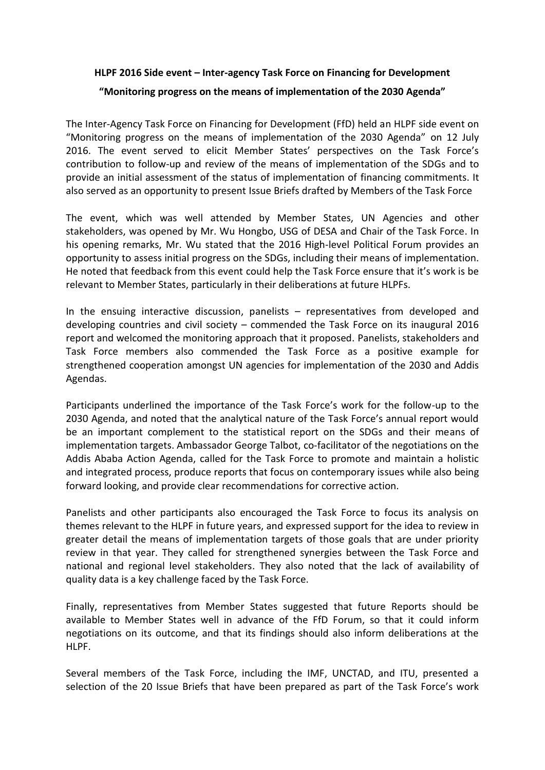**HLPF 2016 Side event – Inter-agency Task Force on Financing for Development**

**"Monitoring progress on the means of implementation of the 2030 Agenda"**

The Inter-Agency Task Force on Financing for Development (FfD) held an HLPF side event on "Monitoring progress on the means of implementation of the 2030 Agenda" on 12 July 2016. The event served to elicit Member States' perspectives on the Task Force's contribution to follow-up and review of the means of implementation of the SDGs and to provide an initial assessment of the status of implementation of financing commitments. It also served as an opportunity to present Issue Briefs drafted by Members of the Task Force

The event, which was well attended by Member States, UN Agencies and other stakeholders, was opened by Mr. Wu Hongbo, USG of DESA and Chair of the Task Force. In his opening remarks, Mr. Wu stated that the 2016 High-level Political Forum provides an opportunity to assess initial progress on the SDGs, including their means of implementation. He noted that feedback from this event could help the Task Force ensure that it's work is be relevant to Member States, particularly in their deliberations at future HLPFs.

In the ensuing interactive discussion, panelists – representatives from developed and developing countries and civil society – commended the Task Force on its inaugural 2016 report and welcomed the monitoring approach that it proposed. Panelists, stakeholders and Task Force members also commended the Task Force as a positive example for strengthened cooperation amongst UN agencies for implementation of the 2030 and Addis Agendas.

Participants underlined the importance of the Task Force's work for the follow-up to the 2030 Agenda, and noted that the analytical nature of the Task Force's annual report would be an important complement to the statistical report on the SDGs and their means of implementation targets. Ambassador George Talbot, co-facilitator of the negotiations on the Addis Ababa Action Agenda, called for the Task Force to promote and maintain a holistic and integrated process, produce reports that focus on contemporary issues while also being forward looking, and provide clear recommendations for corrective action.

Panelists and other participants also encouraged the Task Force to focus its analysis on themes relevant to the HLPF in future years, and expressed support for the idea to review in greater detail the means of implementation targets of those goals that are under priority review in that year. They called for strengthened synergies between the Task Force and national and regional level stakeholders. They also noted that the lack of availability of quality data is a key challenge faced by the Task Force.

Finally, representatives from Member States suggested that future Reports should be available to Member States well in advance of the FfD Forum, so that it could inform negotiations on its outcome, and that its findings should also inform deliberations at the HLPF.

Several members of the Task Force, including the IMF, UNCTAD, and ITU, presented a selection of the 20 Issue Briefs that have been prepared as part of the Task Force's work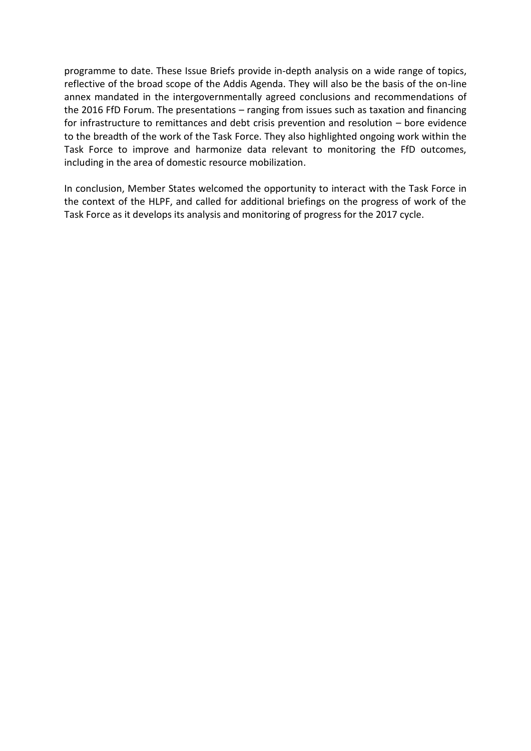programme to date. These Issue Briefs provide in-depth analysis on a wide range of topics, reflective of the broad scope of the Addis Agenda. They will also be the basis of the on-line annex mandated in the intergovernmentally agreed conclusions and recommendations of the 2016 FfD Forum. The presentations – ranging from issues such as taxation and financing for infrastructure to remittances and debt crisis prevention and resolution – bore evidence to the breadth of the work of the Task Force. They also highlighted ongoing work within the Task Force to improve and harmonize data relevant to monitoring the FfD outcomes, including in the area of domestic resource mobilization.

In conclusion, Member States welcomed the opportunity to interact with the Task Force in the context of the HLPF, and called for additional briefings on the progress of work of the Task Force as it develops its analysis and monitoring of progress for the 2017 cycle.